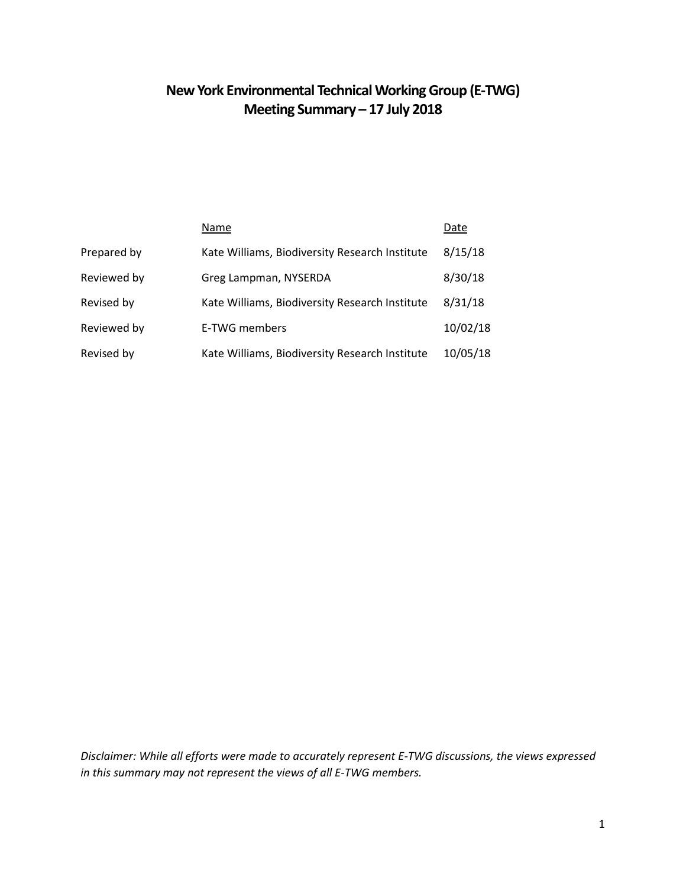# New York Environmental Technical Working Group (E-TWG)
# Meeting Summary – 17 July 2018

| | Name | Date |
|---|---|---|
| Prepared by | Kate Williams, Biodiversity Research Institute | 8/15/18 |
| Reviewed by | Greg Lampman, NYSERDA | 8/30/18 |
| Revised by | Kate Williams, Biodiversity Research Institute | 8/31/18 |
| Reviewed by | E-TWG members | 10/02/18 |
| Revised by | Kate Williams, Biodiversity Research Institute | 10/05/18 |

*Disclaimer: While all efforts were made to accurately represent E-TWG discussions, the views expressed in this summary may not represent the views of all E-TWG members.*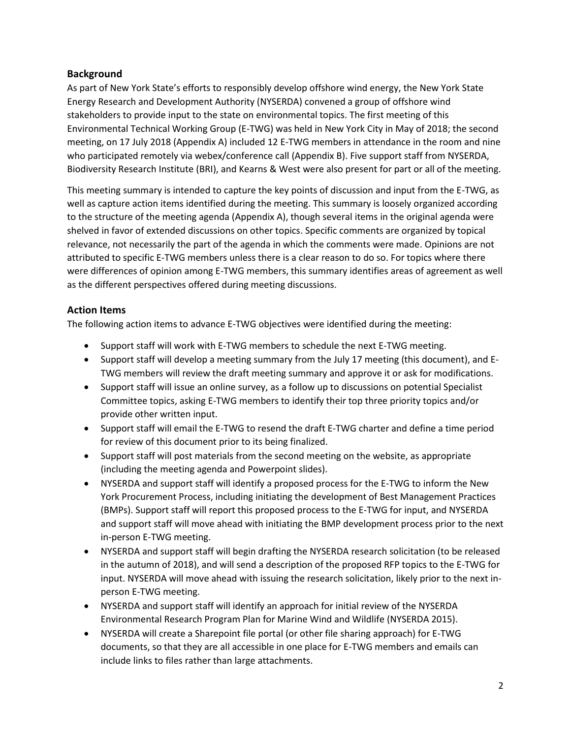## Background

As part of New York State's efforts to responsibly develop offshore wind energy, the New York State Energy Research and Development Authority (NYSERDA) convened a group of offshore wind stakeholders to provide input to the state on environmental topics. The first meeting of this Environmental Technical Working Group (E-TWG) was held in New York City in May of 2018; the second meeting, on 17 July 2018 (Appendix A) included 12 E-TWG members in attendance in the room and nine who participated remotely via webex/conference call (Appendix B). Five support staff from NYSERDA, Biodiversity Research Institute (BRI), and Kearns & West were also present for part or all of the meeting.

This meeting summary is intended to capture the key points of discussion and input from the E-TWG, as well as capture action items identified during the meeting. This summary is loosely organized according to the structure of the meeting agenda (Appendix A), though several items in the original agenda were shelved in favor of extended discussions on other topics. Specific comments are organized by topical relevance, not necessarily the part of the agenda in which the comments were made. Opinions are not attributed to specific E-TWG members unless there is a clear reason to do so. For topics where there were differences of opinion among E-TWG members, this summary identifies areas of agreement as well as the different perspectives offered during meeting discussions.

## Action Items

The following action items to advance E-TWG objectives were identified during the meeting:

- Support staff will work with E-TWG members to schedule the next E-TWG meeting.
- Support staff will develop a meeting summary from the July 17 meeting (this document), and E-TWG members will review the draft meeting summary and approve it or ask for modifications.
- Support staff will issue an online survey, as a follow up to discussions on potential Specialist Committee topics, asking E-TWG members to identify their top three priority topics and/or provide other written input.
- Support staff will email the E-TWG to resend the draft E-TWG charter and define a time period for review of this document prior to its being finalized.
- Support staff will post materials from the second meeting on the website, as appropriate (including the meeting agenda and Powerpoint slides).
- NYSERDA and support staff will identify a proposed process for the E-TWG to inform the New York Procurement Process, including initiating the development of Best Management Practices (BMPs). Support staff will report this proposed process to the E-TWG for input, and NYSERDA and support staff will move ahead with initiating the BMP development process prior to the next in-person E-TWG meeting.
- NYSERDA and support staff will begin drafting the NYSERDA research solicitation (to be released in the autumn of 2018), and will send a description of the proposed RFP topics to the E-TWG for input. NYSERDA will move ahead with issuing the research solicitation, likely prior to the next in-person E-TWG meeting.
- NYSERDA and support staff will identify an approach for initial review of the NYSERDA Environmental Research Program Plan for Marine Wind and Wildlife (NYSERDA 2015).
- NYSERDA will create a Sharepoint file portal (or other file sharing approach) for E-TWG documents, so that they are all accessible in one place for E-TWG members and emails can include links to files rather than large attachments.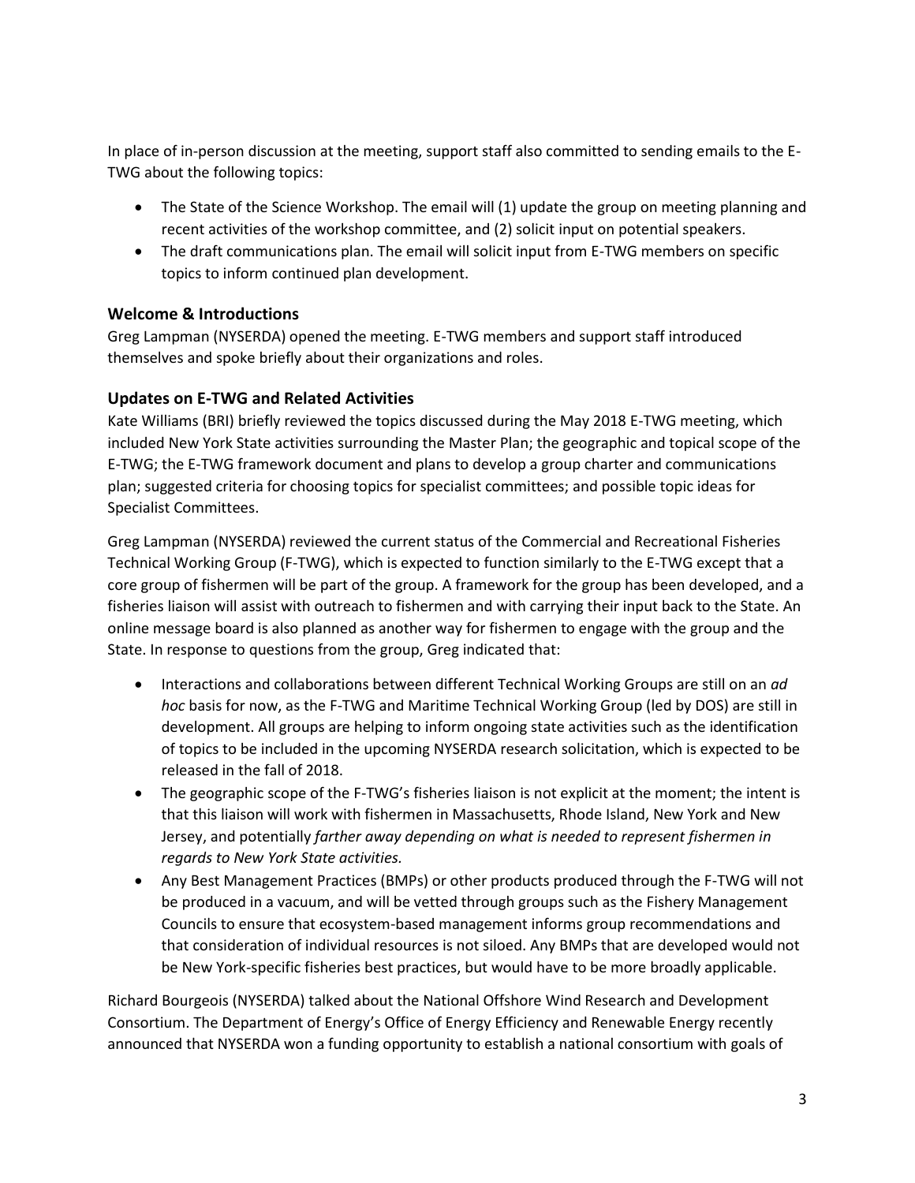In place of in-person discussion at the meeting, support staff also committed to sending emails to the E-TWG about the following topics:

- The State of the Science Workshop. The email will (1) update the group on meeting planning and recent activities of the workshop committee, and (2) solicit input on potential speakers.
- The draft communications plan. The email will solicit input from E-TWG members on specific topics to inform continued plan development.

### Welcome & Introductions

Greg Lampman (NYSERDA) opened the meeting. E-TWG members and support staff introduced themselves and spoke briefly about their organizations and roles.

### Updates on E-TWG and Related Activities

Kate Williams (BRI) briefly reviewed the topics discussed during the May 2018 E-TWG meeting, which included New York State activities surrounding the Master Plan; the geographic and topical scope of the E-TWG; the E-TWG framework document and plans to develop a group charter and communications plan; suggested criteria for choosing topics for specialist committees; and possible topic ideas for Specialist Committees.

Greg Lampman (NYSERDA) reviewed the current status of the Commercial and Recreational Fisheries Technical Working Group (F-TWG), which is expected to function similarly to the E-TWG except that a core group of fishermen will be part of the group. A framework for the group has been developed, and a fisheries liaison will assist with outreach to fishermen and with carrying their input back to the State. An online message board is also planned as another way for fishermen to engage with the group and the State. In response to questions from the group, Greg indicated that:

- Interactions and collaborations between different Technical Working Groups are still on an *ad hoc* basis for now, as the F-TWG and Maritime Technical Working Group (led by DOS) are still in development. All groups are helping to inform ongoing state activities such as the identification of topics to be included in the upcoming NYSERDA research solicitation, which is expected to be released in the fall of 2018.
- The geographic scope of the F-TWG's fisheries liaison is not explicit at the moment; the intent is that this liaison will work with fishermen in Massachusetts, Rhode Island, New York and New Jersey, and potentially *farther away depending on what is needed to represent fishermen in regards to New York State activities.*
- Any Best Management Practices (BMPs) or other products produced through the F-TWG will not be produced in a vacuum, and will be vetted through groups such as the Fishery Management Councils to ensure that ecosystem-based management informs group recommendations and that consideration of individual resources is not siloed. Any BMPs that are developed would not be New York-specific fisheries best practices, but would have to be more broadly applicable.

Richard Bourgeois (NYSERDA) talked about the National Offshore Wind Research and Development Consortium. The Department of Energy's Office of Energy Efficiency and Renewable Energy recently announced that NYSERDA won a funding opportunity to establish a national consortium with goals of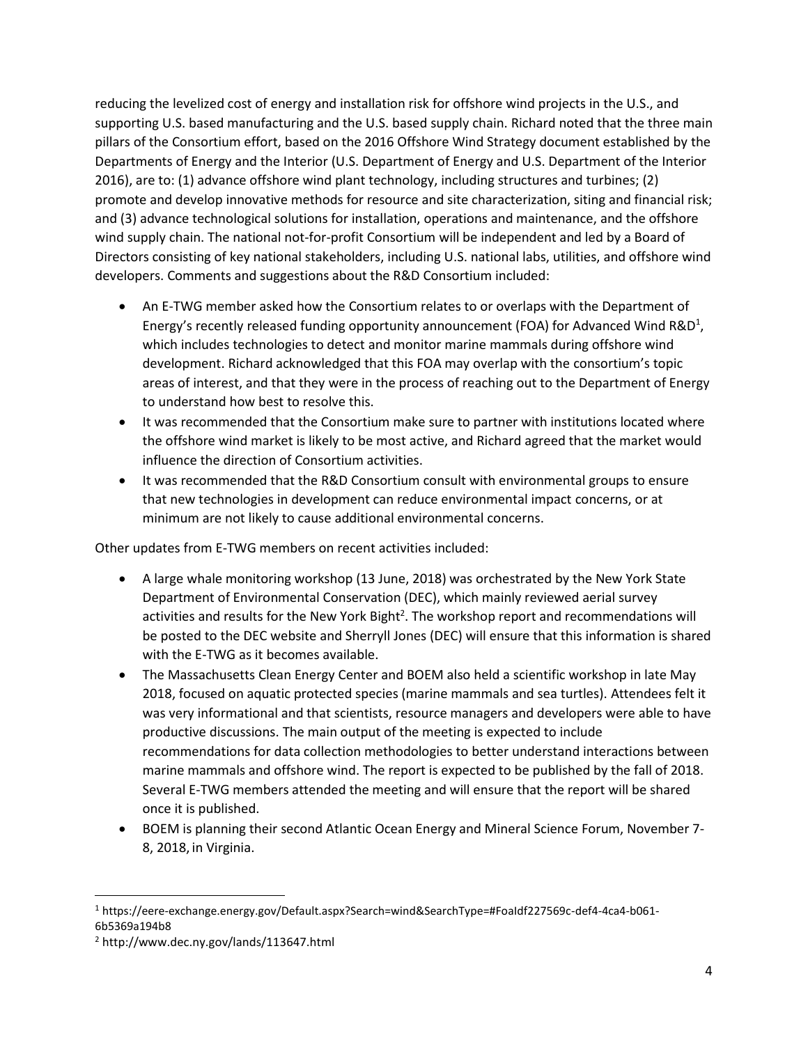reducing the levelized cost of energy and installation risk for offshore wind projects in the U.S., and supporting U.S. based manufacturing and the U.S. based supply chain. Richard noted that the three main pillars of the Consortium effort, based on the 2016 Offshore Wind Strategy document established by the Departments of Energy and the Interior (U.S. Department of Energy and U.S. Department of the Interior 2016), are to: (1) advance offshore wind plant technology, including structures and turbines; (2) promote and develop innovative methods for resource and site characterization, siting and financial risk; and (3) advance technological solutions for installation, operations and maintenance, and the offshore wind supply chain. The national not-for-profit Consortium will be independent and led by a Board of Directors consisting of key national stakeholders, including U.S. national labs, utilities, and offshore wind developers. Comments and suggestions about the R&D Consortium included:

- An E-TWG member asked how the Consortium relates to or overlaps with the Department of Energy's recently released funding opportunity announcement (FOA) for Advanced Wind R&D[1], which includes technologies to detect and monitor marine mammals during offshore wind development. Richard acknowledged that this FOA may overlap with the consortium's topic areas of interest, and that they were in the process of reaching out to the Department of Energy to understand how best to resolve this.
- It was recommended that the Consortium make sure to partner with institutions located where the offshore wind market is likely to be most active, and Richard agreed that the market would influence the direction of Consortium activities.
- It was recommended that the R&D Consortium consult with environmental groups to ensure that new technologies in development can reduce environmental impact concerns, or at minimum are not likely to cause additional environmental concerns.

Other updates from E-TWG members on recent activities included:

- A large whale monitoring workshop (13 June, 2018) was orchestrated by the New York State Department of Environmental Conservation (DEC), which mainly reviewed aerial survey activities and results for the New York Bight[2]. The workshop report and recommendations will be posted to the DEC website and Sherryll Jones (DEC) will ensure that this information is shared with the E-TWG as it becomes available.
- The Massachusetts Clean Energy Center and BOEM also held a scientific workshop in late May 2018, focused on aquatic protected species (marine mammals and sea turtles). Attendees felt it was very informational and that scientists, resource managers and developers were able to have productive discussions. The main output of the meeting is expected to include recommendations for data collection methodologies to better understand interactions between marine mammals and offshore wind. The report is expected to be published by the fall of 2018. Several E-TWG members attended the meeting and will ensure that the report will be shared once it is published.
- BOEM is planning their second Atlantic Ocean Energy and Mineral Science Forum, November 7-8, 2018, in Virginia.

---

[1] https://eere-exchange.energy.gov/Default.aspx?Search=wind&SearchType=#FoaIdf227569c-def4-4ca4-b061-6b5369a194b8

[2] http://www.dec.ny.gov/lands/113647.html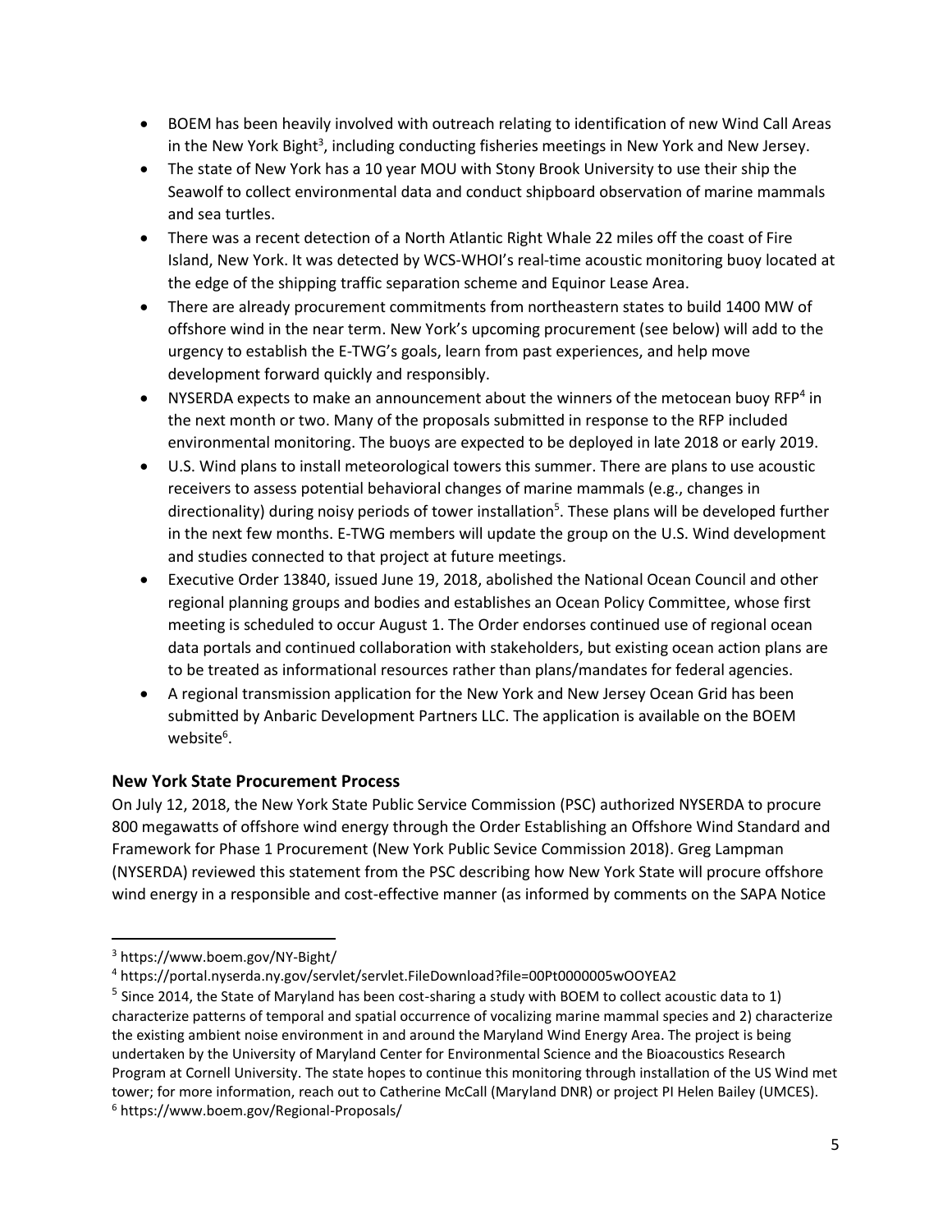- BOEM has been heavily involved with outreach relating to identification of new Wind Call Areas in the New York Bight[3], including conducting fisheries meetings in New York and New Jersey.
- The state of New York has a 10 year MOU with Stony Brook University to use their ship the Seawolf to collect environmental data and conduct shipboard observation of marine mammals and sea turtles.
- There was a recent detection of a North Atlantic Right Whale 22 miles off the coast of Fire Island, New York. It was detected by WCS-WHOI's real-time acoustic monitoring buoy located at the edge of the shipping traffic separation scheme and Equinor Lease Area.
- There are already procurement commitments from northeastern states to build 1400 MW of offshore wind in the near term. New York's upcoming procurement (see below) will add to the urgency to establish the E-TWG's goals, learn from past experiences, and help move development forward quickly and responsibly.
- NYSERDA expects to make an announcement about the winners of the metocean buoy RFP[4] in the next month or two. Many of the proposals submitted in response to the RFP included environmental monitoring. The buoys are expected to be deployed in late 2018 or early 2019.
- U.S. Wind plans to install meteorological towers this summer. There are plans to use acoustic receivers to assess potential behavioral changes of marine mammals (e.g., changes in directionality) during noisy periods of tower installation[5]. These plans will be developed further in the next few months. E-TWG members will update the group on the U.S. Wind development and studies connected to that project at future meetings.
- Executive Order 13840, issued June 19, 2018, abolished the National Ocean Council and other regional planning groups and bodies and establishes an Ocean Policy Committee, whose first meeting is scheduled to occur August 1. The Order endorses continued use of regional ocean data portals and continued collaboration with stakeholders, but existing ocean action plans are to be treated as informational resources rather than plans/mandates for federal agencies.
- A regional transmission application for the New York and New Jersey Ocean Grid has been submitted by Anbaric Development Partners LLC. The application is available on the BOEM website[6].

### New York State Procurement Process

On July 12, 2018, the New York State Public Service Commission (PSC) authorized NYSERDA to procure 800 megawatts of offshore wind energy through the Order Establishing an Offshore Wind Standard and Framework for Phase 1 Procurement (New York Public Sevice Commission 2018). Greg Lampman (NYSERDA) reviewed this statement from the PSC describing how New York State will procure offshore wind energy in a responsible and cost-effective manner (as informed by comments on the SAPA Notice

---

[3] https://www.boem.gov/NY-Bight/

[4] https://portal.nyserda.ny.gov/servlet/servlet.FileDownload?file=00Pt0000005wOOYEA2

[5] Since 2014, the State of Maryland has been cost-sharing a study with BOEM to collect acoustic data to 1) characterize patterns of temporal and spatial occurrence of vocalizing marine mammal species and 2) characterize the existing ambient noise environment in and around the Maryland Wind Energy Area. The project is being undertaken by the University of Maryland Center for Environmental Science and the Bioacoustics Research Program at Cornell University. The state hopes to continue this monitoring through installation of the US Wind met tower; for more information, reach out to Catherine McCall (Maryland DNR) or project PI Helen Bailey (UMCES).

[6] https://www.boem.gov/Regional-Proposals/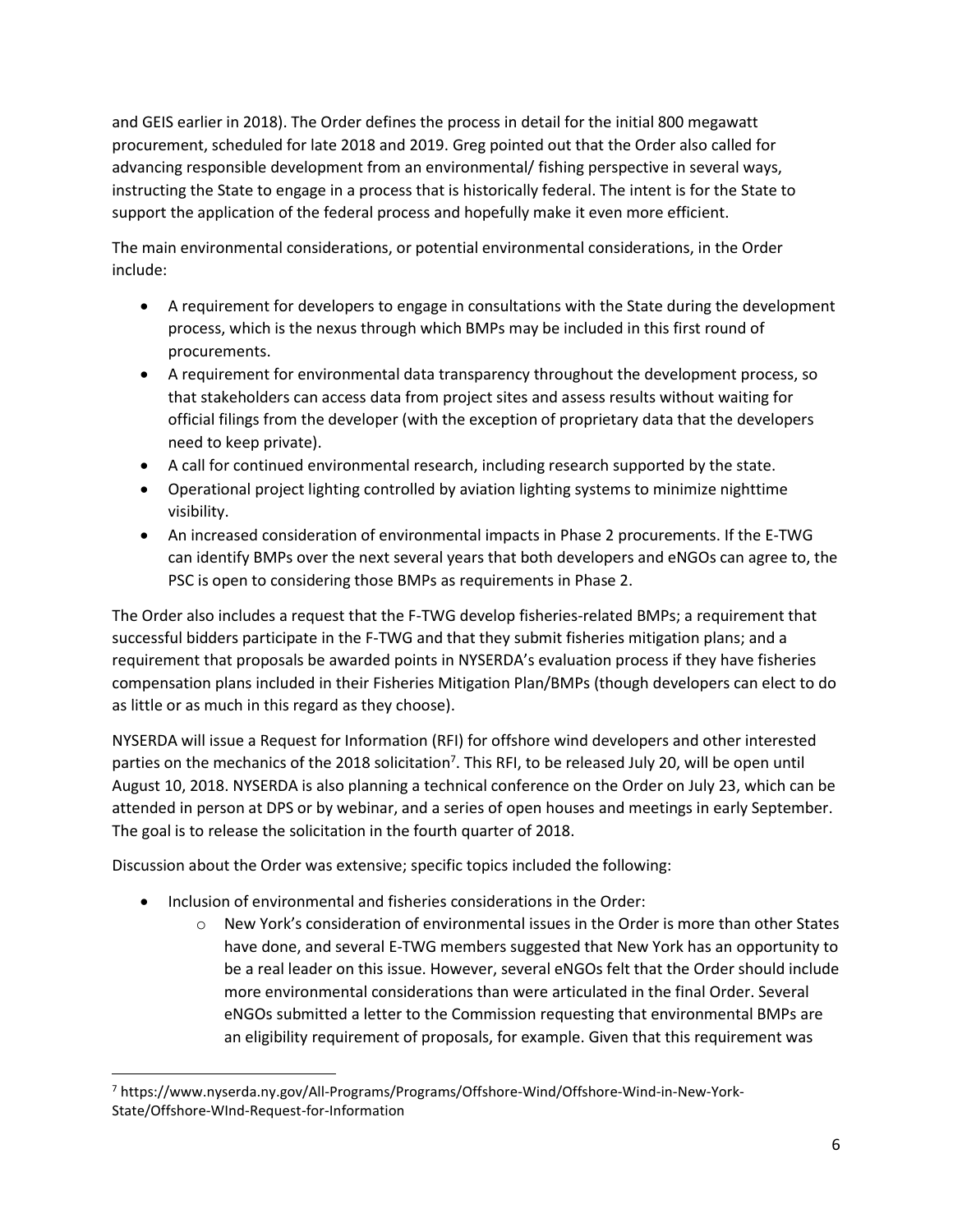and GEIS earlier in 2018). The Order defines the process in detail for the initial 800 megawatt procurement, scheduled for late 2018 and 2019. Greg pointed out that the Order also called for advancing responsible development from an environmental/ fishing perspective in several ways, instructing the State to engage in a process that is historically federal. The intent is for the State to support the application of the federal process and hopefully make it even more efficient.

The main environmental considerations, or potential environmental considerations, in the Order include:

- A requirement for developers to engage in consultations with the State during the development process, which is the nexus through which BMPs may be included in this first round of procurements.
- A requirement for environmental data transparency throughout the development process, so that stakeholders can access data from project sites and assess results without waiting for official filings from the developer (with the exception of proprietary data that the developers need to keep private).
- A call for continued environmental research, including research supported by the state.
- Operational project lighting controlled by aviation lighting systems to minimize nighttime visibility.
- An increased consideration of environmental impacts in Phase 2 procurements. If the E-TWG can identify BMPs over the next several years that both developers and eNGOs can agree to, the PSC is open to considering those BMPs as requirements in Phase 2.

The Order also includes a request that the F-TWG develop fisheries-related BMPs; a requirement that successful bidders participate in the F-TWG and that they submit fisheries mitigation plans; and a requirement that proposals be awarded points in NYSERDA's evaluation process if they have fisheries compensation plans included in their Fisheries Mitigation Plan/BMPs (though developers can elect to do as little or as much in this regard as they choose).

NYSERDA will issue a Request for Information (RFI) for offshore wind developers and other interested parties on the mechanics of the 2018 solicitation[7]. This RFI, to be released July 20, will be open until August 10, 2018. NYSERDA is also planning a technical conference on the Order on July 23, which can be attended in person at DPS or by webinar, and a series of open houses and meetings in early September. The goal is to release the solicitation in the fourth quarter of 2018.

Discussion about the Order was extensive; specific topics included the following:

- Inclusion of environmental and fisheries considerations in the Order:
  - New York's consideration of environmental issues in the Order is more than other States have done, and several E-TWG members suggested that New York has an opportunity to be a real leader on this issue. However, several eNGOs felt that the Order should include more environmental considerations than were articulated in the final Order. Several eNGOs submitted a letter to the Commission requesting that environmental BMPs are an eligibility requirement of proposals, for example. Given that this requirement was

[7] https://www.nyserda.ny.gov/All-Programs/Programs/Offshore-Wind/Offshore-Wind-in-New-York-State/Offshore-WInd-Request-for-Information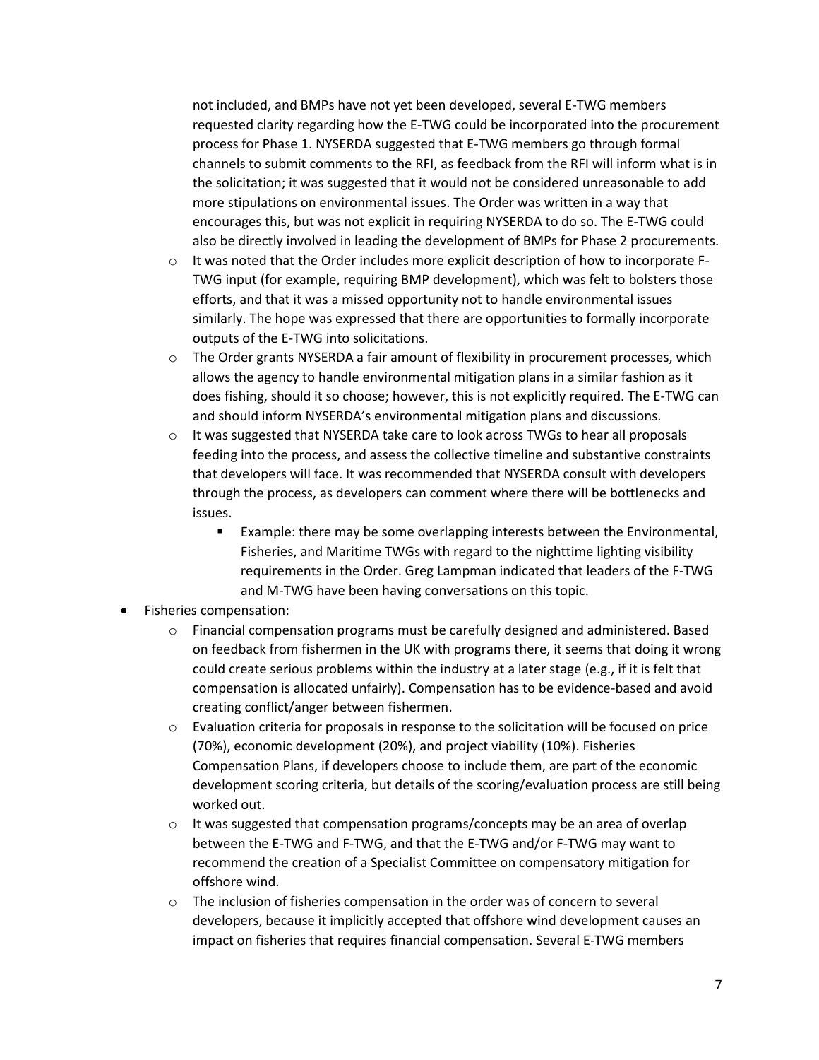not included, and BMPs have not yet been developed, several E-TWG members requested clarity regarding how the E-TWG could be incorporated into the procurement process for Phase 1. NYSERDA suggested that E-TWG members go through formal channels to submit comments to the RFI, as feedback from the RFI will inform what is in the solicitation; it was suggested that it would not be considered unreasonable to add more stipulations on environmental issues. The Order was written in a way that encourages this, but was not explicit in requiring NYSERDA to do so. The E-TWG could also be directly involved in leading the development of BMPs for Phase 2 procurements.

- It was noted that the Order includes more explicit description of how to incorporate F-TWG input (for example, requiring BMP development), which was felt to bolsters those efforts, and that it was a missed opportunity not to handle environmental issues similarly. The hope was expressed that there are opportunities to formally incorporate outputs of the E-TWG into solicitations.
- The Order grants NYSERDA a fair amount of flexibility in procurement processes, which allows the agency to handle environmental mitigation plans in a similar fashion as it does fishing, should it so choose; however, this is not explicitly required. The E-TWG can and should inform NYSERDA's environmental mitigation plans and discussions.
- It was suggested that NYSERDA take care to look across TWGs to hear all proposals feeding into the process, and assess the collective timeline and substantive constraints that developers will face. It was recommended that NYSERDA consult with developers through the process, as developers can comment where there will be bottlenecks and issues.
  - Example: there may be some overlapping interests between the Environmental, Fisheries, and Maritime TWGs with regard to the nighttime lighting visibility requirements in the Order. Greg Lampman indicated that leaders of the F-TWG and M-TWG have been having conversations on this topic.

- Fisheries compensation:
  - Financial compensation programs must be carefully designed and administered. Based on feedback from fishermen in the UK with programs there, it seems that doing it wrong could create serious problems within the industry at a later stage (e.g., if it is felt that compensation is allocated unfairly). Compensation has to be evidence-based and avoid creating conflict/anger between fishermen.
  - Evaluation criteria for proposals in response to the solicitation will be focused on price (70%), economic development (20%), and project viability (10%). Fisheries Compensation Plans, if developers choose to include them, are part of the economic development scoring criteria, but details of the scoring/evaluation process are still being worked out.
  - It was suggested that compensation programs/concepts may be an area of overlap between the E-TWG and F-TWG, and that the E-TWG and/or F-TWG may want to recommend the creation of a Specialist Committee on compensatory mitigation for offshore wind.
  - The inclusion of fisheries compensation in the order was of concern to several developers, because it implicitly accepted that offshore wind development causes an impact on fisheries that requires financial compensation. Several E-TWG members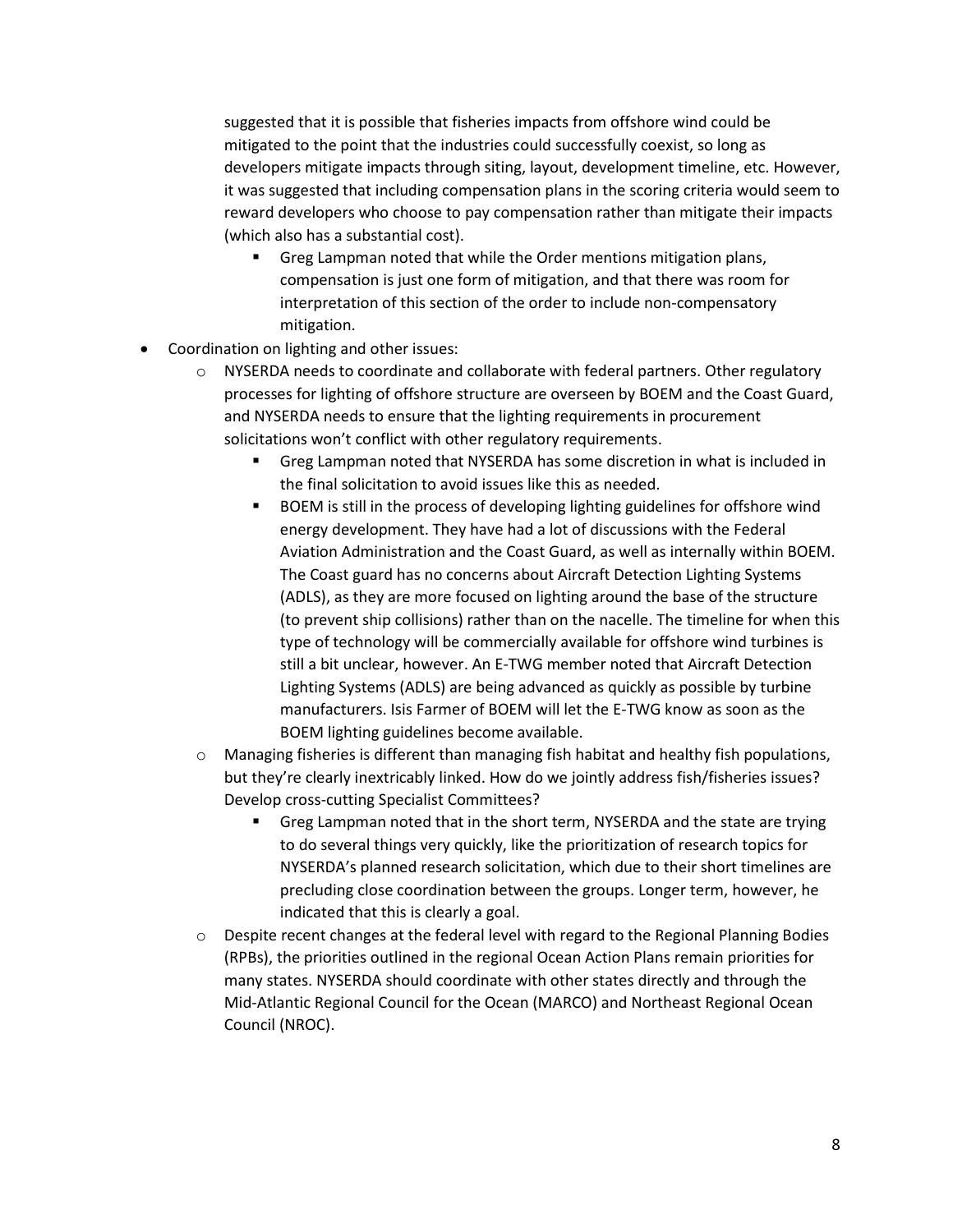suggested that it is possible that fisheries impacts from offshore wind could be mitigated to the point that the industries could successfully coexist, so long as developers mitigate impacts through siting, layout, development timeline, etc. However, it was suggested that including compensation plans in the scoring criteria would seem to reward developers who choose to pay compensation rather than mitigate their impacts (which also has a substantial cost).

        - Greg Lampman noted that while the Order mentions mitigation plans, compensation is just one form of mitigation, and that there was room for interpretation of this section of the order to include non-compensatory mitigation.

- Coordination on lighting and other issues:
    - NYSERDA needs to coordinate and collaborate with federal partners. Other regulatory processes for lighting of offshore structure are overseen by BOEM and the Coast Guard, and NYSERDA needs to ensure that the lighting requirements in procurement solicitations won't conflict with other regulatory requirements.
        - Greg Lampman noted that NYSERDA has some discretion in what is included in the final solicitation to avoid issues like this as needed.
        - BOEM is still in the process of developing lighting guidelines for offshore wind energy development. They have had a lot of discussions with the Federal Aviation Administration and the Coast Guard, as well as internally within BOEM. The Coast guard has no concerns about Aircraft Detection Lighting Systems (ADLS), as they are more focused on lighting around the base of the structure (to prevent ship collisions) rather than on the nacelle. The timeline for when this type of technology will be commercially available for offshore wind turbines is still a bit unclear, however. An E-TWG member noted that Aircraft Detection Lighting Systems (ADLS) are being advanced as quickly as possible by turbine manufacturers. Isis Farmer of BOEM will let the E-TWG know as soon as the BOEM lighting guidelines become available.
    - Managing fisheries is different than managing fish habitat and healthy fish populations, but they're clearly inextricably linked. How do we jointly address fish/fisheries issues? Develop cross-cutting Specialist Committees?
        - Greg Lampman noted that in the short term, NYSERDA and the state are trying to do several things very quickly, like the prioritization of research topics for NYSERDA's planned research solicitation, which due to their short timelines are precluding close coordination between the groups. Longer term, however, he indicated that this is clearly a goal.
    - Despite recent changes at the federal level with regard to the Regional Planning Bodies (RPBs), the priorities outlined in the regional Ocean Action Plans remain priorities for many states. NYSERDA should coordinate with other states directly and through the Mid-Atlantic Regional Council for the Ocean (MARCO) and Northeast Regional Ocean Council (NROC).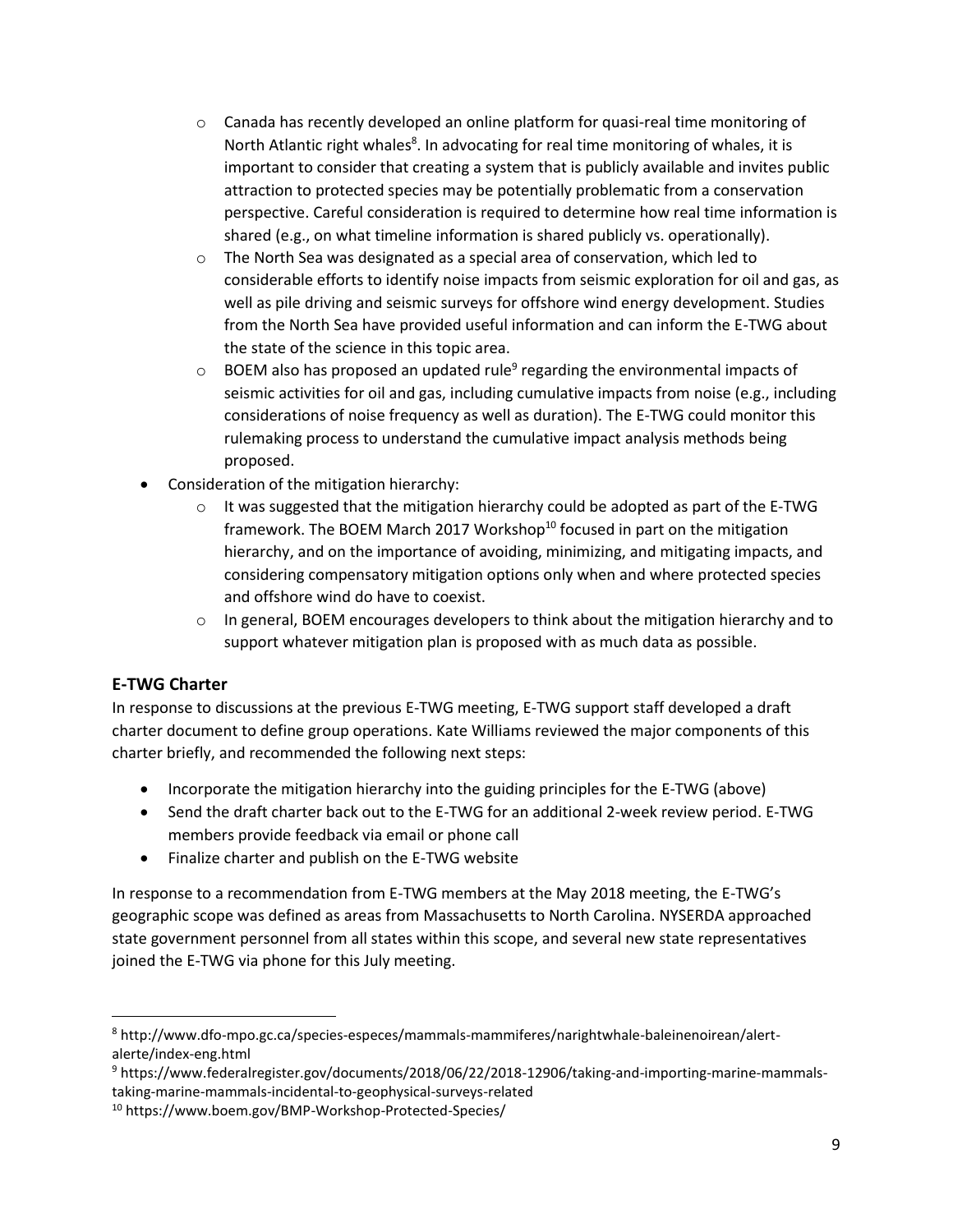- Canada has recently developed an online platform for quasi-real time monitoring of North Atlantic right whales[8]. In advocating for real time monitoring of whales, it is important to consider that creating a system that is publicly available and invites public attraction to protected species may be potentially problematic from a conservation perspective. Careful consideration is required to determine how real time information is shared (e.g., on what timeline information is shared publicly vs. operationally).
  - The North Sea was designated as a special area of conservation, which led to considerable efforts to identify noise impacts from seismic exploration for oil and gas, as well as pile driving and seismic surveys for offshore wind energy development. Studies from the North Sea have provided useful information and can inform the E-TWG about the state of the science in this topic area.
  - BOEM also has proposed an updated rule[9] regarding the environmental impacts of seismic activities for oil and gas, including cumulative impacts from noise (e.g., including considerations of noise frequency as well as duration). The E-TWG could monitor this rulemaking process to understand the cumulative impact analysis methods being proposed.
- Consideration of the mitigation hierarchy:
  - It was suggested that the mitigation hierarchy could be adopted as part of the E-TWG framework. The BOEM March 2017 Workshop[10] focused in part on the mitigation hierarchy, and on the importance of avoiding, minimizing, and mitigating impacts, and considering compensatory mitigation options only when and where protected species and offshore wind do have to coexist.
  - In general, BOEM encourages developers to think about the mitigation hierarchy and to support whatever mitigation plan is proposed with as much data as possible.

## E-TWG Charter

In response to discussions at the previous E-TWG meeting, E-TWG support staff developed a draft charter document to define group operations. Kate Williams reviewed the major components of this charter briefly, and recommended the following next steps:

- Incorporate the mitigation hierarchy into the guiding principles for the E-TWG (above)
- Send the draft charter back out to the E-TWG for an additional 2-week review period. E-TWG members provide feedback via email or phone call
- Finalize charter and publish on the E-TWG website

In response to a recommendation from E-TWG members at the May 2018 meeting, the E-TWG's geographic scope was defined as areas from Massachusetts to North Carolina. NYSERDA approached state government personnel from all states within this scope, and several new state representatives joined the E-TWG via phone for this July meeting.

---

[8] http://www.dfo-mpo.gc.ca/species-especes/mammals-mammiferes/narightwhale-baleinenoirean/alert-alerte/index-eng.html

[9] https://www.federalregister.gov/documents/2018/06/22/2018-12906/taking-and-importing-marine-mammals-taking-marine-mammals-incidental-to-geophysical-surveys-related

[10] https://www.boem.gov/BMP-Workshop-Protected-Species/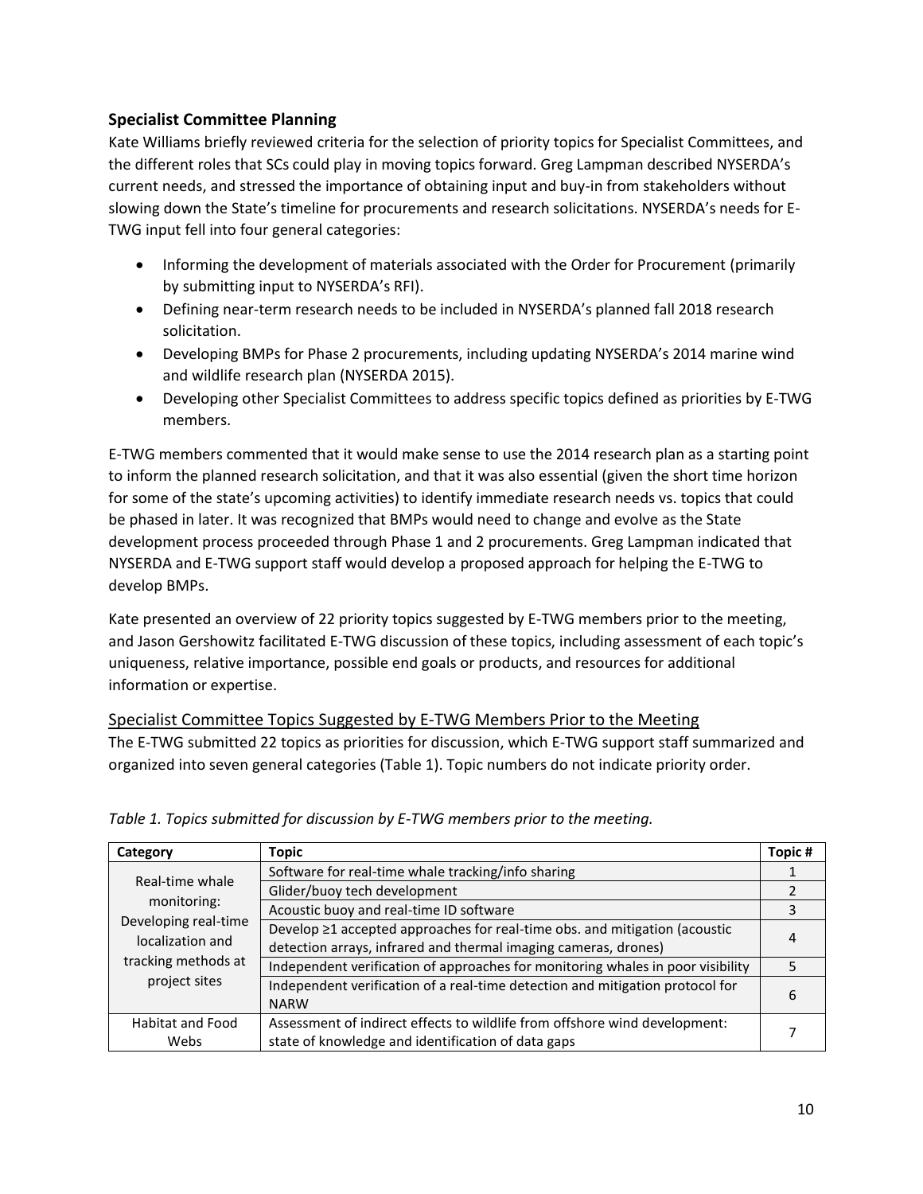### Specialist Committee Planning

Kate Williams briefly reviewed criteria for the selection of priority topics for Specialist Committees, and the different roles that SCs could play in moving topics forward. Greg Lampman described NYSERDA's current needs, and stressed the importance of obtaining input and buy-in from stakeholders without slowing down the State's timeline for procurements and research solicitations. NYSERDA's needs for E-TWG input fell into four general categories:

- Informing the development of materials associated with the Order for Procurement (primarily by submitting input to NYSERDA's RFI).
- Defining near-term research needs to be included in NYSERDA's planned fall 2018 research solicitation.
- Developing BMPs for Phase 2 procurements, including updating NYSERDA's 2014 marine wind and wildlife research plan (NYSERDA 2015).
- Developing other Specialist Committees to address specific topics defined as priorities by E-TWG members.

E-TWG members commented that it would make sense to use the 2014 research plan as a starting point to inform the planned research solicitation, and that it was also essential (given the short time horizon for some of the state's upcoming activities) to identify immediate research needs vs. topics that could be phased in later. It was recognized that BMPs would need to change and evolve as the State development process proceeded through Phase 1 and 2 procurements. Greg Lampman indicated that NYSERDA and E-TWG support staff would develop a proposed approach for helping the E-TWG to develop BMPs.

Kate presented an overview of 22 priority topics suggested by E-TWG members prior to the meeting, and Jason Gershowitz facilitated E-TWG discussion of these topics, including assessment of each topic's uniqueness, relative importance, possible end goals or products, and resources for additional information or expertise.

#### Specialist Committee Topics Suggested by E-TWG Members Prior to the Meeting

The E-TWG submitted 22 topics as priorities for discussion, which E-TWG support staff summarized and organized into seven general categories (Table 1). Topic numbers do not indicate priority order.

*Table 1. Topics submitted for discussion by E-TWG members prior to the meeting.*

| Category | Topic | Topic # |
|---|---|---|
| Real-time whale monitoring: Developing real-time localization and tracking methods at project sites | Software for real-time whale tracking/info sharing | 1 |
| | Glider/buoy tech development | 2 |
| | Acoustic buoy and real-time ID software | 3 |
| | Develop ≥1 accepted approaches for real-time obs. and mitigation (acoustic detection arrays, infrared and thermal imaging cameras, drones) | 4 |
| | Independent verification of approaches for monitoring whales in poor visibility | 5 |
| | Independent verification of a real-time detection and mitigation protocol for NARW | 6 |
| Habitat and Food Webs | Assessment of indirect effects to wildlife from offshore wind development: state of knowledge and identification of data gaps | 7 |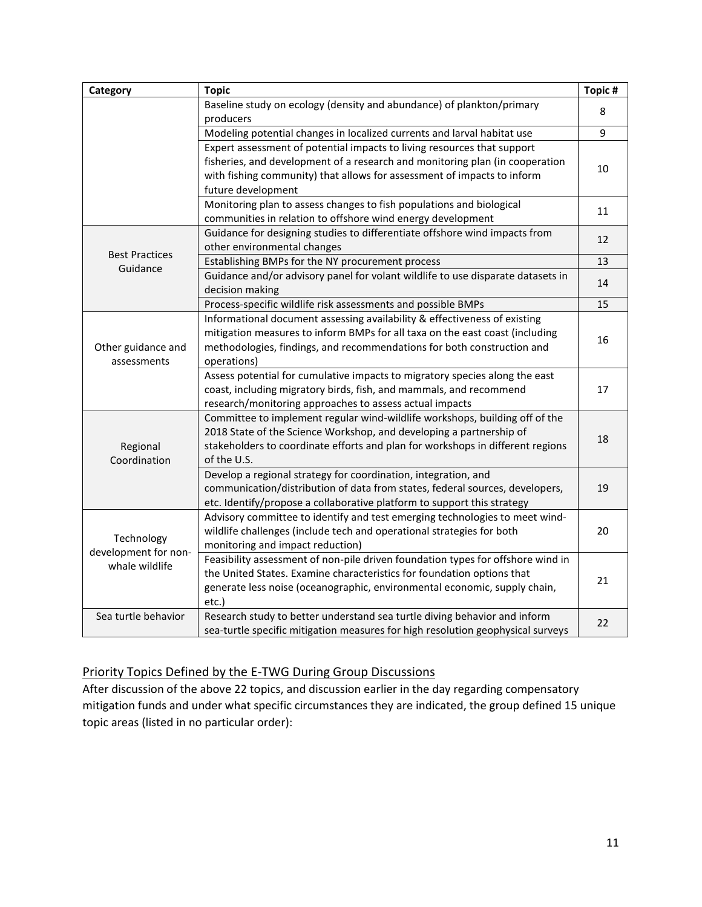| Category | Topic | Topic # |
|---|---|---|
| | Baseline study on ecology (density and abundance) of plankton/primary producers | 8 |
| | Modeling potential changes in localized currents and larval habitat use | 9 |
| | Expert assessment of potential impacts to living resources that support fisheries, and development of a research and monitoring plan (in cooperation with fishing community) that allows for assessment of impacts to inform future development | 10 |
| | Monitoring plan to assess changes to fish populations and biological communities in relation to offshore wind energy development | 11 |
| Best Practices Guidance | Guidance for designing studies to differentiate offshore wind impacts from other environmental changes | 12 |
| | Establishing BMPs for the NY procurement process | 13 |
| | Guidance and/or advisory panel for volant wildlife to use disparate datasets in decision making | 14 |
| | Process-specific wildlife risk assessments and possible BMPs | 15 |
| Other guidance and assessments | Informational document assessing availability & effectiveness of existing mitigation measures to inform BMPs for all taxa on the east coast (including methodologies, findings, and recommendations for both construction and operations) | 16 |
| | Assess potential for cumulative impacts to migratory species along the east coast, including migratory birds, fish, and mammals, and recommend research/monitoring approaches to assess actual impacts | 17 |
| Regional Coordination | Committee to implement regular wind-wildlife workshops, building off of the 2018 State of the Science Workshop, and developing a partnership of stakeholders to coordinate efforts and plan for workshops in different regions of the U.S. | 18 |
| | Develop a regional strategy for coordination, integration, and communication/distribution of data from states, federal sources, developers, etc. Identify/propose a collaborative platform to support this strategy | 19 |
| Technology development for non-whale wildlife | Advisory committee to identify and test emerging technologies to meet wind-wildlife challenges (include tech and operational strategies for both monitoring and impact reduction) | 20 |
| | Feasibility assessment of non-pile driven foundation types for offshore wind in the United States. Examine characteristics for foundation options that generate less noise (oceanographic, environmental economic, supply chain, etc.) | 21 |
| Sea turtle behavior | Research study to better understand sea turtle diving behavior and inform sea-turtle specific mitigation measures for high resolution geophysical surveys | 22 |

## Priority Topics Defined by the E-TWG During Group Discussions

After discussion of the above 22 topics, and discussion earlier in the day regarding compensatory mitigation funds and under what specific circumstances they are indicated, the group defined 15 unique topic areas (listed in no particular order):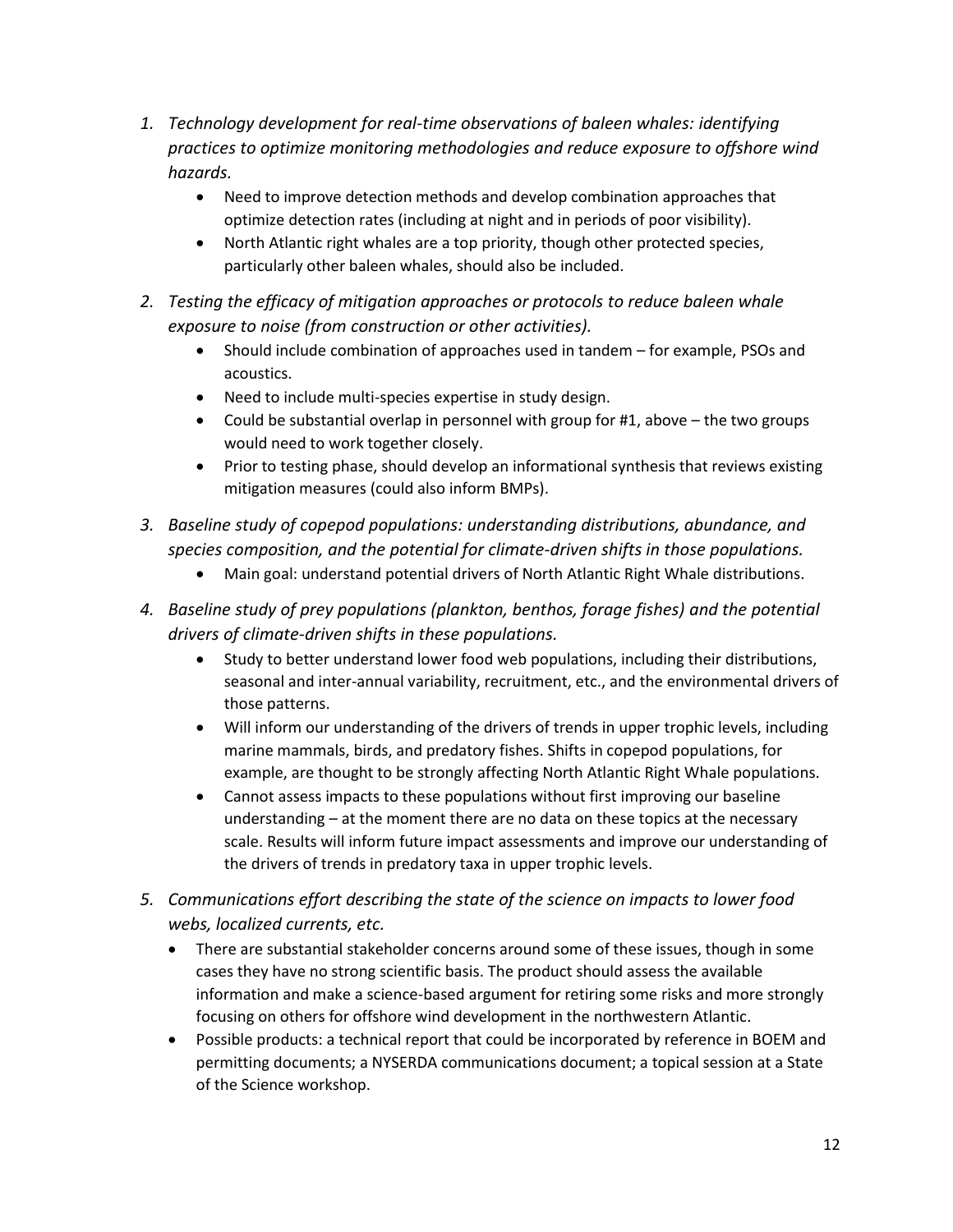1. *Technology development for real-time observations of baleen whales: identifying practices to optimize monitoring methodologies and reduce exposure to offshore wind hazards.*
    - Need to improve detection methods and develop combination approaches that optimize detection rates (including at night and in periods of poor visibility).
    - North Atlantic right whales are a top priority, though other protected species, particularly other baleen whales, should also be included.
2. *Testing the efficacy of mitigation approaches or protocols to reduce baleen whale exposure to noise (from construction or other activities).*
    - Should include combination of approaches used in tandem – for example, PSOs and acoustics.
    - Need to include multi-species expertise in study design.
    - Could be substantial overlap in personnel with group for #1, above – the two groups would need to work together closely.
    - Prior to testing phase, should develop an informational synthesis that reviews existing mitigation measures (could also inform BMPs).
3. *Baseline study of copepod populations: understanding distributions, abundance, and species composition, and the potential for climate-driven shifts in those populations.*
    - Main goal: understand potential drivers of North Atlantic Right Whale distributions.
4. *Baseline study of prey populations (plankton, benthos, forage fishes) and the potential drivers of climate-driven shifts in these populations.*
    - Study to better understand lower food web populations, including their distributions, seasonal and inter-annual variability, recruitment, etc., and the environmental drivers of those patterns.
    - Will inform our understanding of the drivers of trends in upper trophic levels, including marine mammals, birds, and predatory fishes. Shifts in copepod populations, for example, are thought to be strongly affecting North Atlantic Right Whale populations.
    - Cannot assess impacts to these populations without first improving our baseline understanding – at the moment there are no data on these topics at the necessary scale. Results will inform future impact assessments and improve our understanding of the drivers of trends in predatory taxa in upper trophic levels.
5. *Communications effort describing the state of the science on impacts to lower food webs, localized currents, etc.*
    - There are substantial stakeholder concerns around some of these issues, though in some cases they have no strong scientific basis. The product should assess the available information and make a science-based argument for retiring some risks and more strongly focusing on others for offshore wind development in the northwestern Atlantic.
    - Possible products: a technical report that could be incorporated by reference in BOEM and permitting documents; a NYSERDA communications document; a topical session at a State of the Science workshop.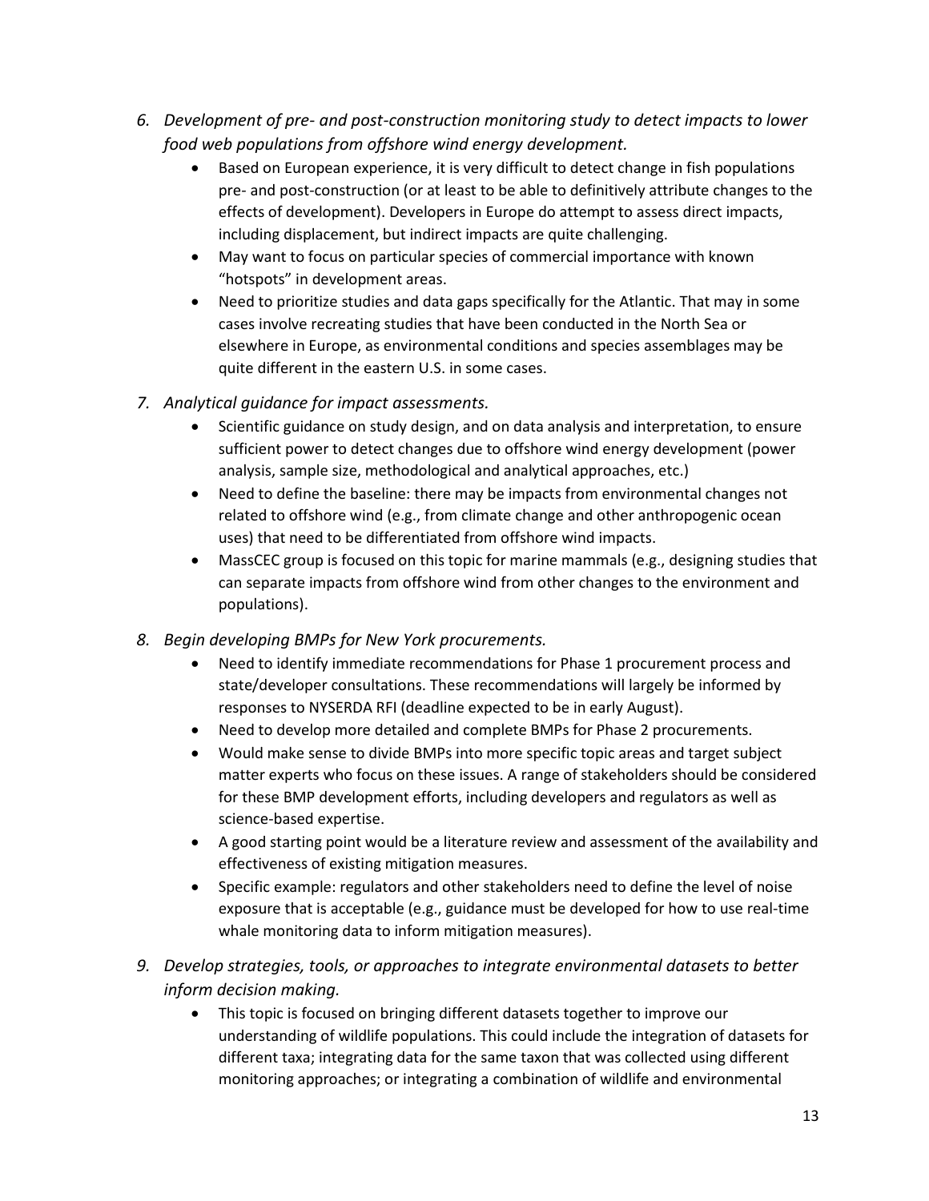6. *Development of pre- and post-construction monitoring study to detect impacts to lower food web populations from offshore wind energy development.*
    - Based on European experience, it is very difficult to detect change in fish populations pre- and post-construction (or at least to be able to definitively attribute changes to the effects of development). Developers in Europe do attempt to assess direct impacts, including displacement, but indirect impacts are quite challenging.
    - May want to focus on particular species of commercial importance with known "hotspots" in development areas.
    - Need to prioritize studies and data gaps specifically for the Atlantic. That may in some cases involve recreating studies that have been conducted in the North Sea or elsewhere in Europe, as environmental conditions and species assemblages may be quite different in the eastern U.S. in some cases.

7. *Analytical guidance for impact assessments.*
    - Scientific guidance on study design, and on data analysis and interpretation, to ensure sufficient power to detect changes due to offshore wind energy development (power analysis, sample size, methodological and analytical approaches, etc.)
    - Need to define the baseline: there may be impacts from environmental changes not related to offshore wind (e.g., from climate change and other anthropogenic ocean uses) that need to be differentiated from offshore wind impacts.
    - MassCEC group is focused on this topic for marine mammals (e.g., designing studies that can separate impacts from offshore wind from other changes to the environment and populations).

8. *Begin developing BMPs for New York procurements.*
    - Need to identify immediate recommendations for Phase 1 procurement process and state/developer consultations. These recommendations will largely be informed by responses to NYSERDA RFI (deadline expected to be in early August).
    - Need to develop more detailed and complete BMPs for Phase 2 procurements.
    - Would make sense to divide BMPs into more specific topic areas and target subject matter experts who focus on these issues. A range of stakeholders should be considered for these BMP development efforts, including developers and regulators as well as science-based expertise.
    - A good starting point would be a literature review and assessment of the availability and effectiveness of existing mitigation measures.
    - Specific example: regulators and other stakeholders need to define the level of noise exposure that is acceptable (e.g., guidance must be developed for how to use real-time whale monitoring data to inform mitigation measures).

9. *Develop strategies, tools, or approaches to integrate environmental datasets to better inform decision making.*
    - This topic is focused on bringing different datasets together to improve our understanding of wildlife populations. This could include the integration of datasets for different taxa; integrating data for the same taxon that was collected using different monitoring approaches; or integrating a combination of wildlife and environmental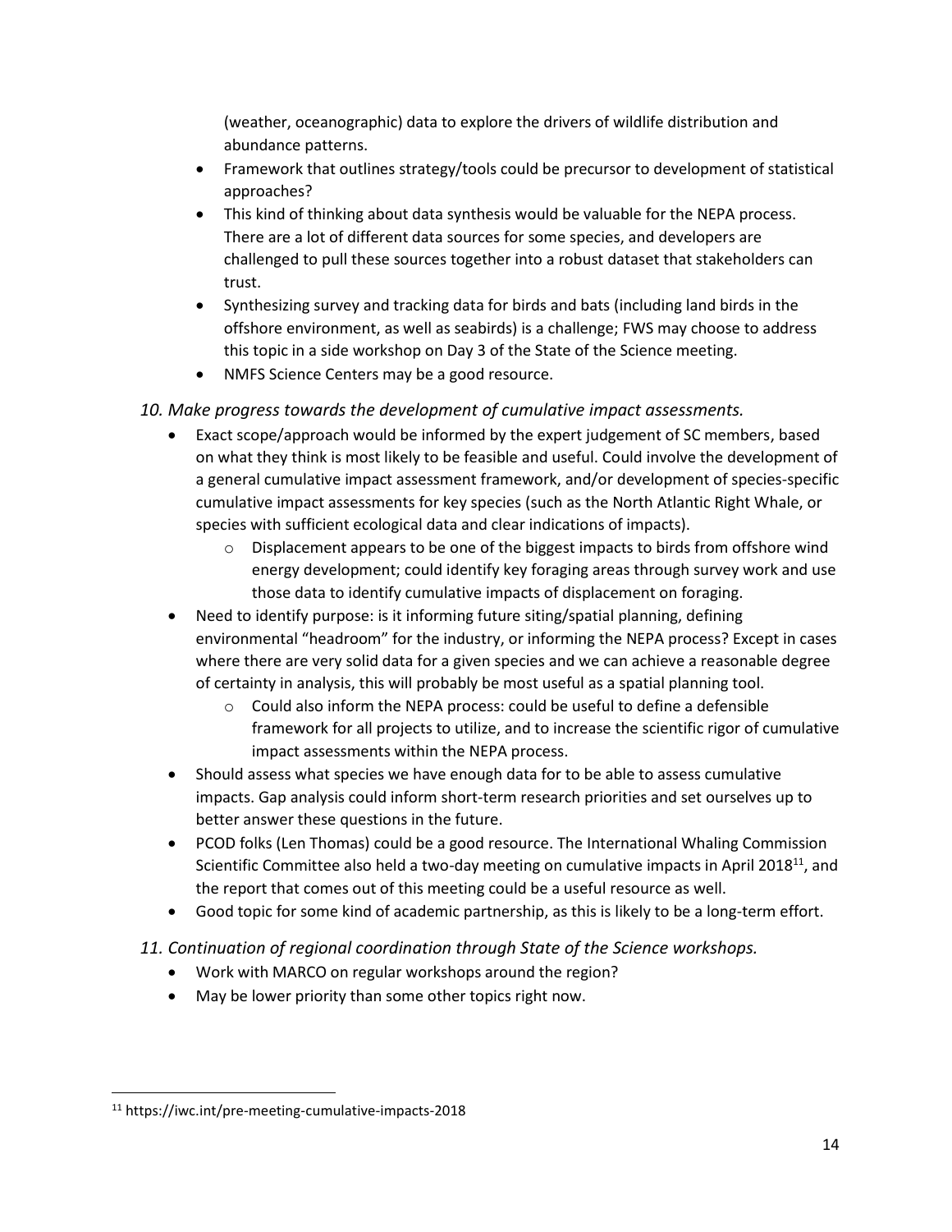(weather, oceanographic) data to explore the drivers of wildlife distribution and abundance patterns.

- Framework that outlines strategy/tools could be precursor to development of statistical approaches?
- This kind of thinking about data synthesis would be valuable for the NEPA process. There are a lot of different data sources for some species, and developers are challenged to pull these sources together into a robust dataset that stakeholders can trust.
- Synthesizing survey and tracking data for birds and bats (including land birds in the offshore environment, as well as seabirds) is a challenge; FWS may choose to address this topic in a side workshop on Day 3 of the State of the Science meeting.
- NMFS Science Centers may be a good resource.

*10. Make progress towards the development of cumulative impact assessments.*

- Exact scope/approach would be informed by the expert judgement of SC members, based on what they think is most likely to be feasible and useful. Could involve the development of a general cumulative impact assessment framework, and/or development of species-specific cumulative impact assessments for key species (such as the North Atlantic Right Whale, or species with sufficient ecological data and clear indications of impacts).
  - Displacement appears to be one of the biggest impacts to birds from offshore wind energy development; could identify key foraging areas through survey work and use those data to identify cumulative impacts of displacement on foraging.
- Need to identify purpose: is it informing future siting/spatial planning, defining environmental "headroom" for the industry, or informing the NEPA process? Except in cases where there are very solid data for a given species and we can achieve a reasonable degree of certainty in analysis, this will probably be most useful as a spatial planning tool.
  - Could also inform the NEPA process: could be useful to define a defensible framework for all projects to utilize, and to increase the scientific rigor of cumulative impact assessments within the NEPA process.
- Should assess what species we have enough data for to be able to assess cumulative impacts. Gap analysis could inform short-term research priorities and set ourselves up to better answer these questions in the future.
- PCOD folks (Len Thomas) could be a good resource. The International Whaling Commission Scientific Committee also held a two-day meeting on cumulative impacts in April 2018[11], and the report that comes out of this meeting could be a useful resource as well.
- Good topic for some kind of academic partnership, as this is likely to be a long-term effort.

*11. Continuation of regional coordination through State of the Science workshops.*

- Work with MARCO on regular workshops around the region?
- May be lower priority than some other topics right now.

[11] https://iwc.int/pre-meeting-cumulative-impacts-2018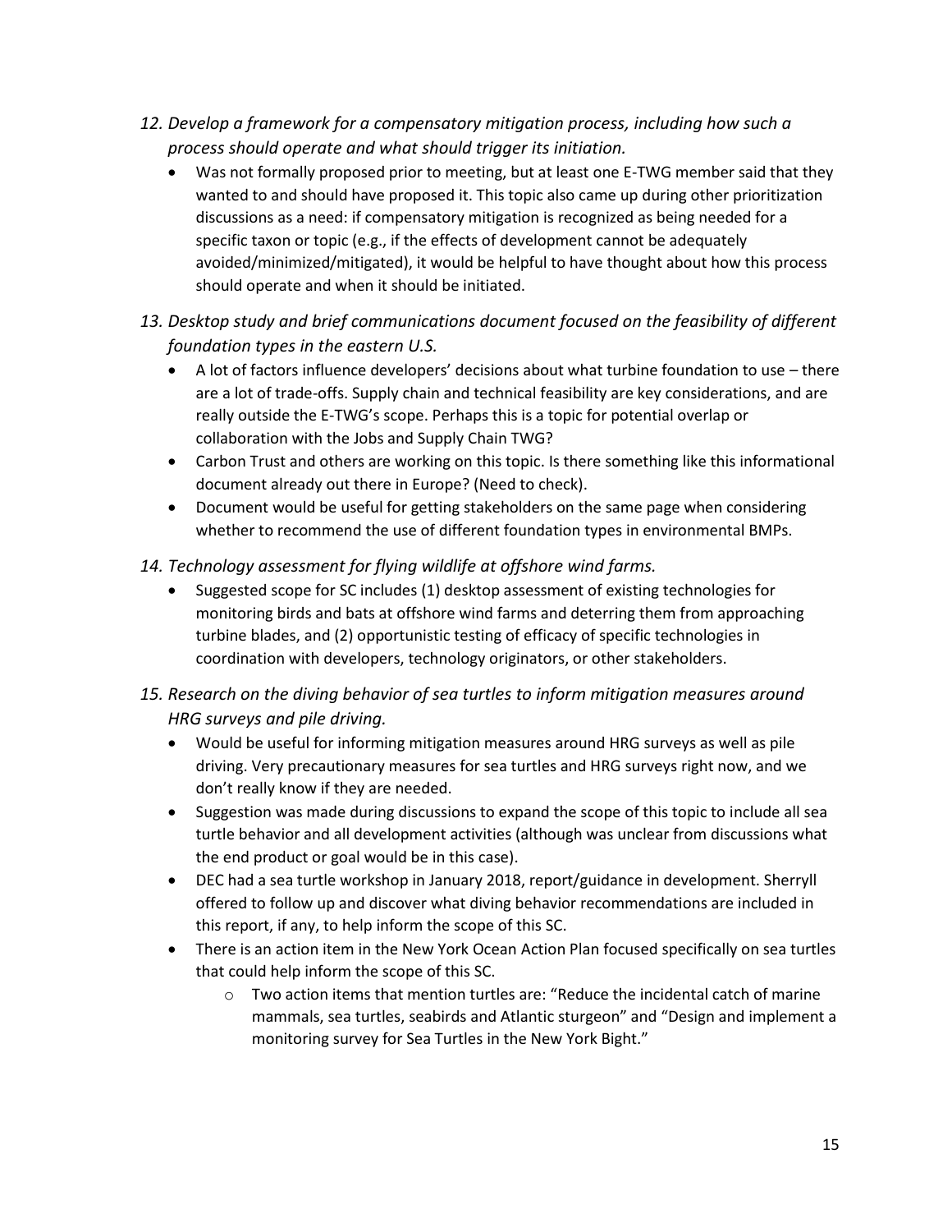12. *Develop a framework for a compensatory mitigation process, including how such a process should operate and what should trigger its initiation.*
    - Was not formally proposed prior to meeting, but at least one E-TWG member said that they wanted to and should have proposed it. This topic also came up during other prioritization discussions as a need: if compensatory mitigation is recognized as being needed for a specific taxon or topic (e.g., if the effects of development cannot be adequately avoided/minimized/mitigated), it would be helpful to have thought about how this process should operate and when it should be initiated.

13. *Desktop study and brief communications document focused on the feasibility of different foundation types in the eastern U.S.*
    - A lot of factors influence developers' decisions about what turbine foundation to use – there are a lot of trade-offs. Supply chain and technical feasibility are key considerations, and are really outside the E-TWG's scope. Perhaps this is a topic for potential overlap or collaboration with the Jobs and Supply Chain TWG?
    - Carbon Trust and others are working on this topic. Is there something like this informational document already out there in Europe? (Need to check).
    - Document would be useful for getting stakeholders on the same page when considering whether to recommend the use of different foundation types in environmental BMPs.

14. *Technology assessment for flying wildlife at offshore wind farms.*
    - Suggested scope for SC includes (1) desktop assessment of existing technologies for monitoring birds and bats at offshore wind farms and deterring them from approaching turbine blades, and (2) opportunistic testing of efficacy of specific technologies in coordination with developers, technology originators, or other stakeholders.

15. *Research on the diving behavior of sea turtles to inform mitigation measures around HRG surveys and pile driving.*
    - Would be useful for informing mitigation measures around HRG surveys as well as pile driving. Very precautionary measures for sea turtles and HRG surveys right now, and we don't really know if they are needed.
    - Suggestion was made during discussions to expand the scope of this topic to include all sea turtle behavior and all development activities (although was unclear from discussions what the end product or goal would be in this case).
    - DEC had a sea turtle workshop in January 2018, report/guidance in development. Sherryll offered to follow up and discover what diving behavior recommendations are included in this report, if any, to help inform the scope of this SC.
    - There is an action item in the New York Ocean Action Plan focused specifically on sea turtles that could help inform the scope of this SC.
        - Two action items that mention turtles are: "Reduce the incidental catch of marine mammals, sea turtles, seabirds and Atlantic sturgeon" and "Design and implement a monitoring survey for Sea Turtles in the New York Bight."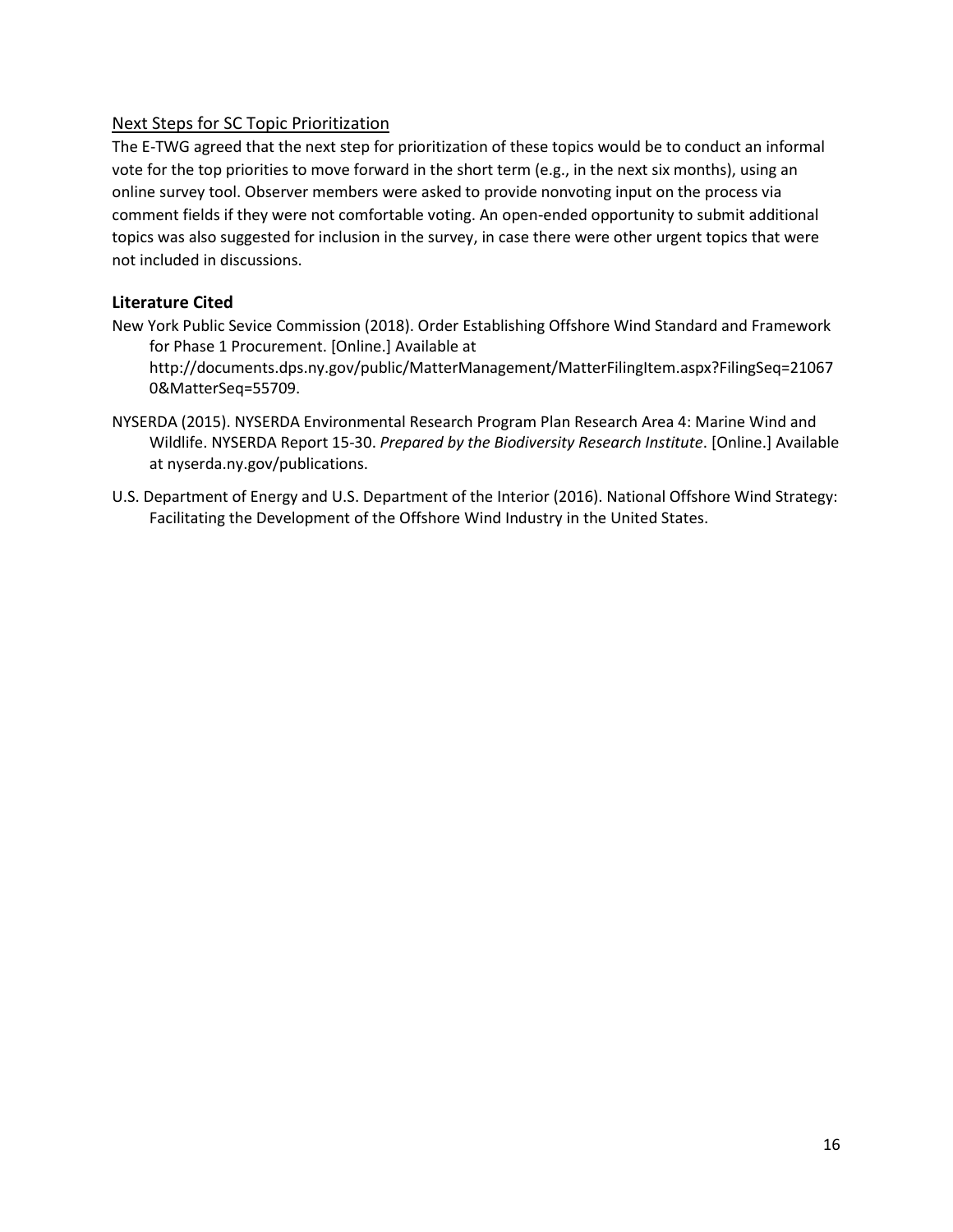<u>Next Steps for SC Topic Prioritization</u>

The E-TWG agreed that the next step for prioritization of these topics would be to conduct an informal vote for the top priorities to move forward in the short term (e.g., in the next six months), using an online survey tool. Observer members were asked to provide nonvoting input on the process via comment fields if they were not comfortable voting. An open-ended opportunity to submit additional topics was also suggested for inclusion in the survey, in case there were other urgent topics that were not included in discussions.

### Literature Cited

New York Public Sevice Commission (2018). Order Establishing Offshore Wind Standard and Framework for Phase 1 Procurement. [Online.] Available at http://documents.dps.ny.gov/public/MatterManagement/MatterFilingItem.aspx?FilingSeq=210670&MatterSeq=55709.

NYSERDA (2015). NYSERDA Environmental Research Program Plan Research Area 4: Marine Wind and Wildlife. NYSERDA Report 15-30. *Prepared by the Biodiversity Research Institute*. [Online.] Available at nyserda.ny.gov/publications.

U.S. Department of Energy and U.S. Department of the Interior (2016). National Offshore Wind Strategy: Facilitating the Development of the Offshore Wind Industry in the United States.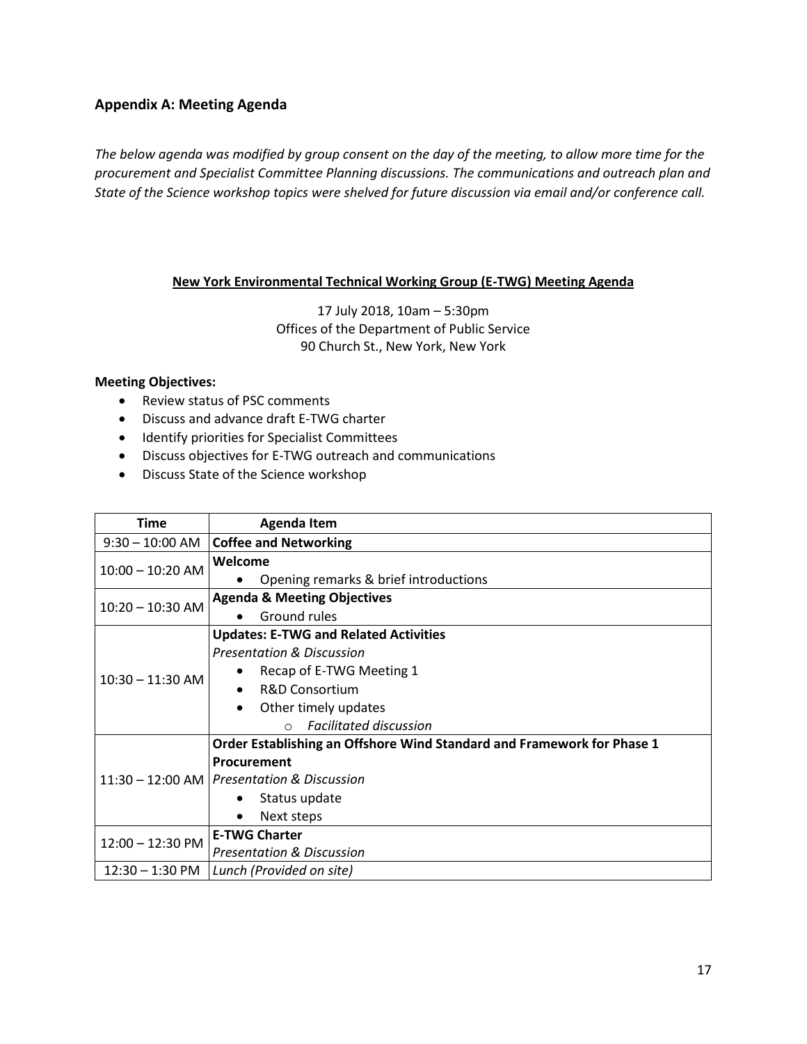## Appendix A: Meeting Agenda

*The below agenda was modified by group consent on the day of the meeting, to allow more time for the procurement and Specialist Committee Planning discussions. The communications and outreach plan and State of the Science workshop topics were shelved for future discussion via email and/or conference call.*

**New York Environmental Technical Working Group (E-TWG) Meeting Agenda**

17 July 2018, 10am – 5:30pm
Offices of the Department of Public Service
90 Church St., New York, New York

**Meeting Objectives:**

- Review status of PSC comments
- Discuss and advance draft E-TWG charter
- Identify priorities for Specialist Committees
- Discuss objectives for E-TWG outreach and communications
- Discuss State of the Science workshop

| Time | Agenda Item |
|---|---|
| 9:30 – 10:00 AM | **Coffee and Networking** |
| 10:00 – 10:20 AM | **Welcome**<br>• Opening remarks & brief introductions |
| 10:20 – 10:30 AM | **Agenda & Meeting Objectives**<br>• Ground rules |
| 10:30 – 11:30 AM | **Updates: E-TWG and Related Activities**<br>*Presentation & Discussion*<br>• Recap of E-TWG Meeting 1<br>• R&D Consortium<br>• Other timely updates<br>o *Facilitated discussion* |
| 11:30 – 12:00 AM | **Order Establishing an Offshore Wind Standard and Framework for Phase 1 Procurement**<br>*Presentation & Discussion*<br>• Status update<br>• Next steps |
| 12:00 – 12:30 PM | **E-TWG Charter**<br>*Presentation & Discussion* |
| 12:30 – 1:30 PM | *Lunch (Provided on site)* |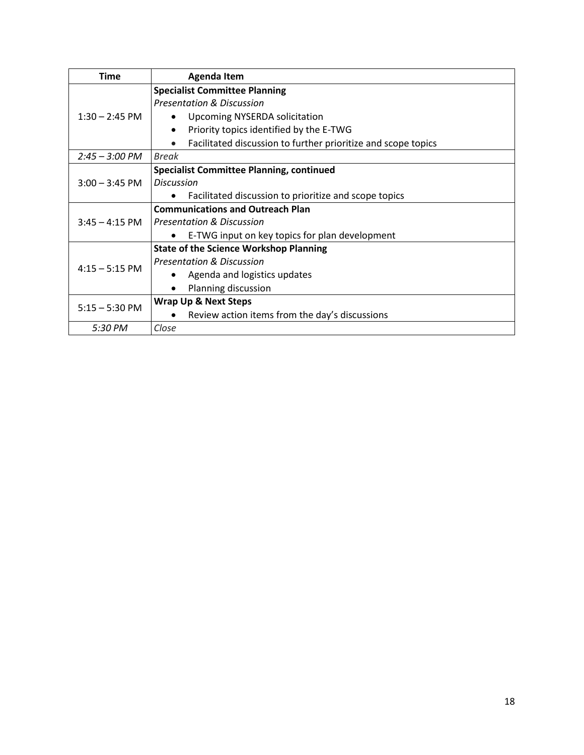| Time | Agenda Item |
| --- | --- |
| 1:30 – 2:45 PM | **Specialist Committee Planning**<br>*Presentation & Discussion*<br>• Upcoming NYSERDA solicitation<br>• Priority topics identified by the E-TWG<br>• Facilitated discussion to further prioritize and scope topics |
| *2:45 – 3:00 PM* | *Break* |
| 3:00 – 3:45 PM | **Specialist Committee Planning, continued**<br>*Discussion*<br>• Facilitated discussion to prioritize and scope topics |
| 3:45 – 4:15 PM | **Communications and Outreach Plan**<br>*Presentation & Discussion*<br>• E-TWG input on key topics for plan development |
| 4:15 – 5:15 PM | **State of the Science Workshop Planning**<br>*Presentation & Discussion*<br>• Agenda and logistics updates<br>• Planning discussion |
| 5:15 – 5:30 PM | **Wrap Up & Next Steps**<br>• Review action items from the day's discussions |
| *5:30 PM* | *Close* |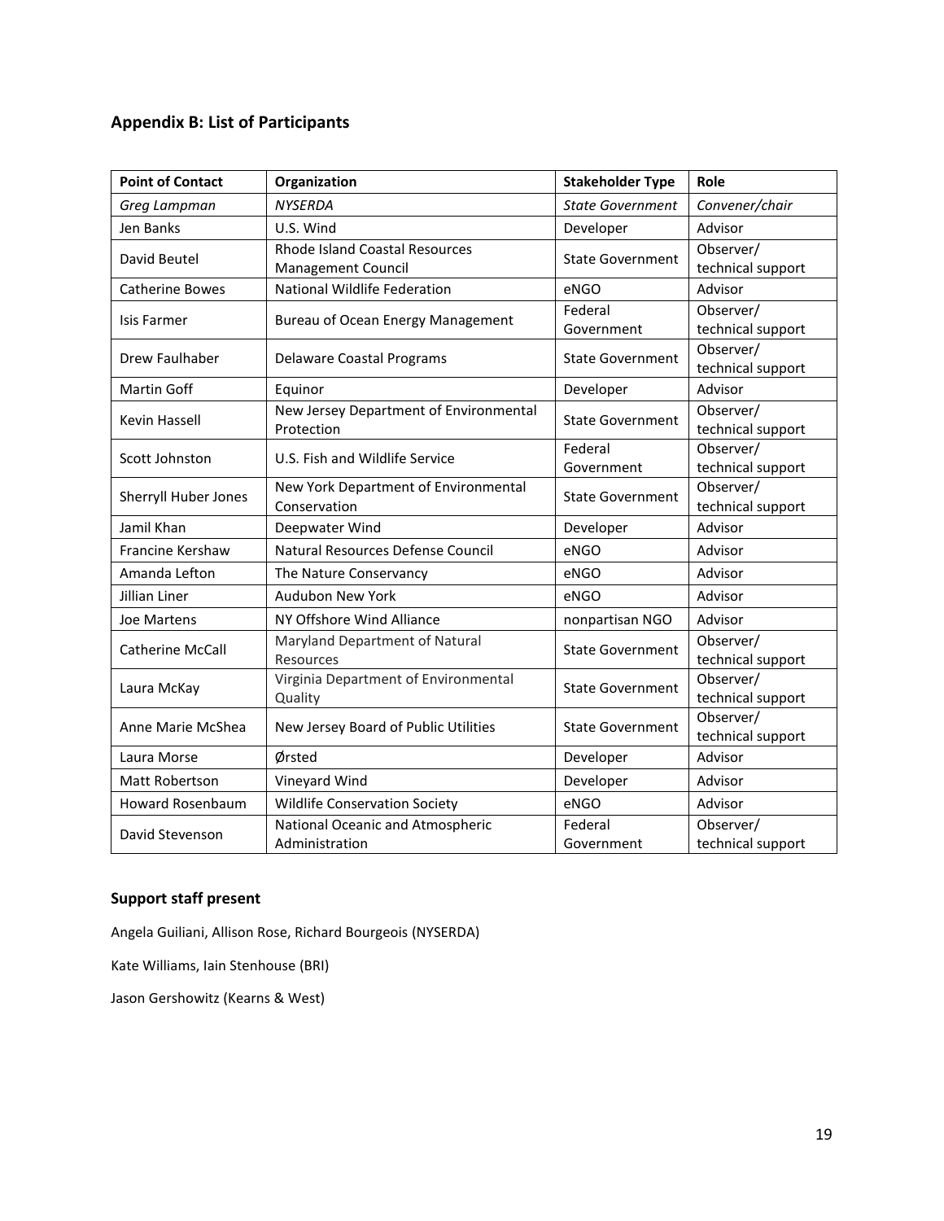## Appendix B: List of Participants

| Point of Contact | Organization | Stakeholder Type | Role |
|---|---|---|---|
| *Greg Lampman* | *NYSERDA* | *State Government* | *Convener/chair* |
| Jen Banks | U.S. Wind | Developer | Advisor |
| David Beutel | Rhode Island Coastal Resources Management Council | State Government | Observer/ technical support |
| Catherine Bowes | National Wildlife Federation | eNGO | Advisor |
| Isis Farmer | Bureau of Ocean Energy Management | Federal Government | Observer/ technical support |
| Drew Faulhaber | Delaware Coastal Programs | State Government | Observer/ technical support |
| Martin Goff | Equinor | Developer | Advisor |
| Kevin Hassell | New Jersey Department of Environmental Protection | State Government | Observer/ technical support |
| Scott Johnston | U.S. Fish and Wildlife Service | Federal Government | Observer/ technical support |
| Sherryll Huber Jones | New York Department of Environmental Conservation | State Government | Observer/ technical support |
| Jamil Khan | Deepwater Wind | Developer | Advisor |
| Francine Kershaw | Natural Resources Defense Council | eNGO | Advisor |
| Amanda Lefton | The Nature Conservancy | eNGO | Advisor |
| Jillian Liner | Audubon New York | eNGO | Advisor |
| Joe Martens | NY Offshore Wind Alliance | nonpartisan NGO | Advisor |
| Catherine McCall | Maryland Department of Natural Resources | State Government | Observer/ technical support |
| Laura McKay | Virginia Department of Environmental Quality | State Government | Observer/ technical support |
| Anne Marie McShea | New Jersey Board of Public Utilities | State Government | Observer/ technical support |
| Laura Morse | Ørsted | Developer | Advisor |
| Matt Robertson | Vineyard Wind | Developer | Advisor |
| Howard Rosenbaum | Wildlife Conservation Society | eNGO | Advisor |
| David Stevenson | National Oceanic and Atmospheric Administration | Federal Government | Observer/ technical support |

### Support staff present

Angela Guiliani, Allison Rose, Richard Bourgeois (NYSERDA)

Kate Williams, Iain Stenhouse (BRI)

Jason Gershowitz (Kearns & West)